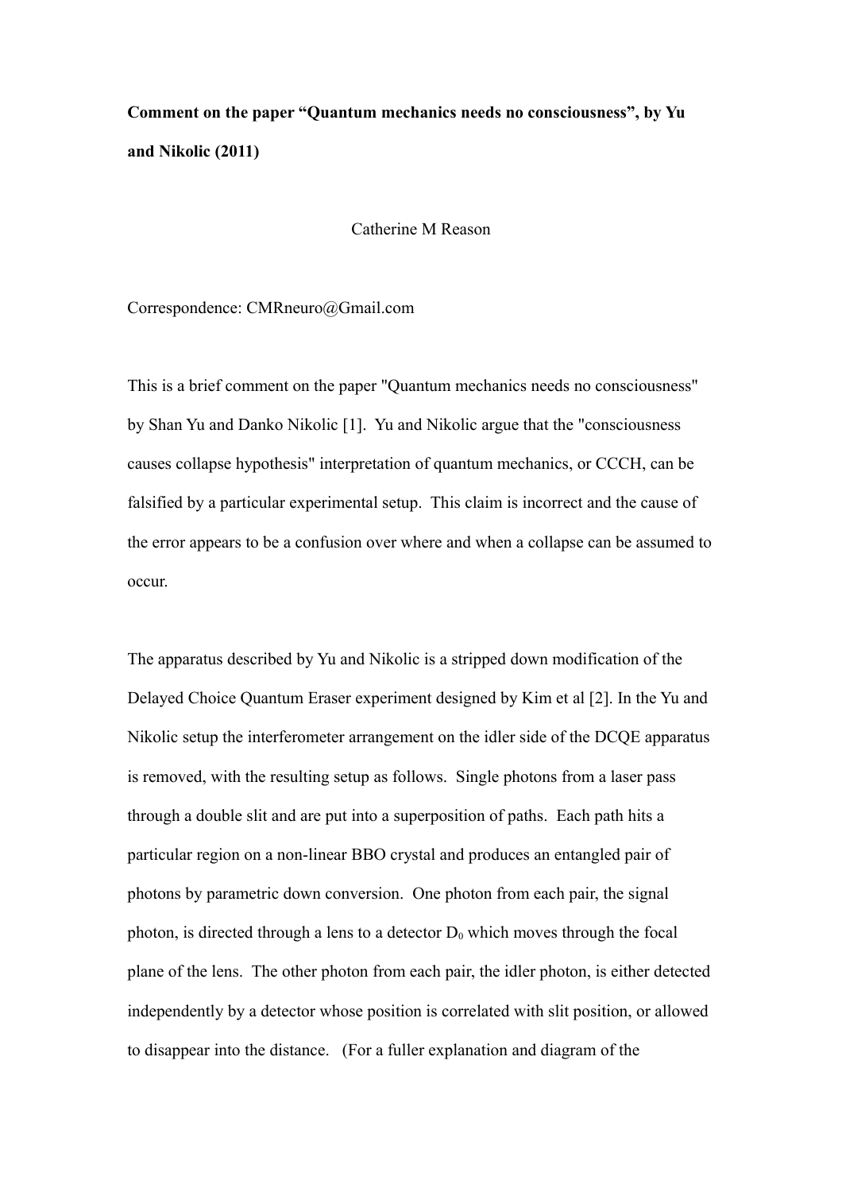**Comment on the paper "Quantum mechanics needs no consciousness", by Yu and Nikolic (2011)**

Catherine M Reason

Correspondence: CMRneuro@Gmail.com

This is a brief comment on the paper "Quantum mechanics needs no consciousness" by Shan Yu and Danko Nikolic [1]. Yu and Nikolic argue that the "consciousness causes collapse hypothesis" interpretation of quantum mechanics, or CCCH, can be falsified by a particular experimental setup. This claim is incorrect and the cause of the error appears to be a confusion over where and when a collapse can be assumed to occur.

The apparatus described by Yu and Nikolic is a stripped down modification of the Delayed Choice Quantum Eraser experiment designed by Kim et al [2]. In the Yu and Nikolic setup the interferometer arrangement on the idler side of the DCQE apparatus is removed, with the resulting setup as follows. Single photons from a laser pass through a double slit and are put into a superposition of paths. Each path hits a particular region on a non-linear BBO crystal and produces an entangled pair of photons by parametric down conversion. One photon from each pair, the signal photon, is directed through a lens to a detector $D_0$ which moves through the focal plane of the lens. The other photon from each pair, the idler photon, is either detected independently by a detector whose position is correlated with slit position, or allowed to disappear into the distance. (For a fuller explanation and diagram of the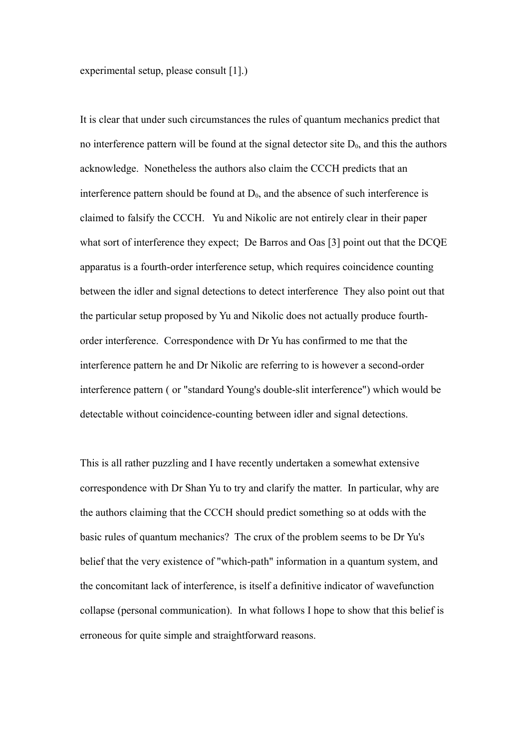experimental setup, please consult [1].)

It is clear that under such circumstances the rules of quantum mechanics predict that no interference pattern will be found at the signal detector site $D_0$, and this the authors acknowledge. Nonetheless the authors also claim the CCCH predicts that an interference pattern should be found at $D_0$, and the absence of such interference is claimed to falsify the CCCH. Yu and Nikolic are not entirely clear in their paper what sort of interference they expect; De Barros and Oas [3] point out that the DCQE apparatus is a fourth-order interference setup, which requires coincidence counting between the idler and signal detections to detect interference They also point out that the particular setup proposed by Yu and Nikolic does not actually produce fourth-order interference. Correspondence with Dr Yu has confirmed to me that the interference pattern he and Dr Nikolic are referring to is however a second-order interference pattern ( or "standard Young's double-slit interference") which would be detectable without coincidence-counting between idler and signal detections.

This is all rather puzzling and I have recently undertaken a somewhat extensive correspondence with Dr Shan Yu to try and clarify the matter. In particular, why are the authors claiming that the CCCH should predict something so at odds with the basic rules of quantum mechanics? The crux of the problem seems to be Dr Yu's belief that the very existence of "which-path" information in a quantum system, and the concomitant lack of interference, is itself a definitive indicator of wavefunction collapse (personal communication). In what follows I hope to show that this belief is erroneous for quite simple and straightforward reasons.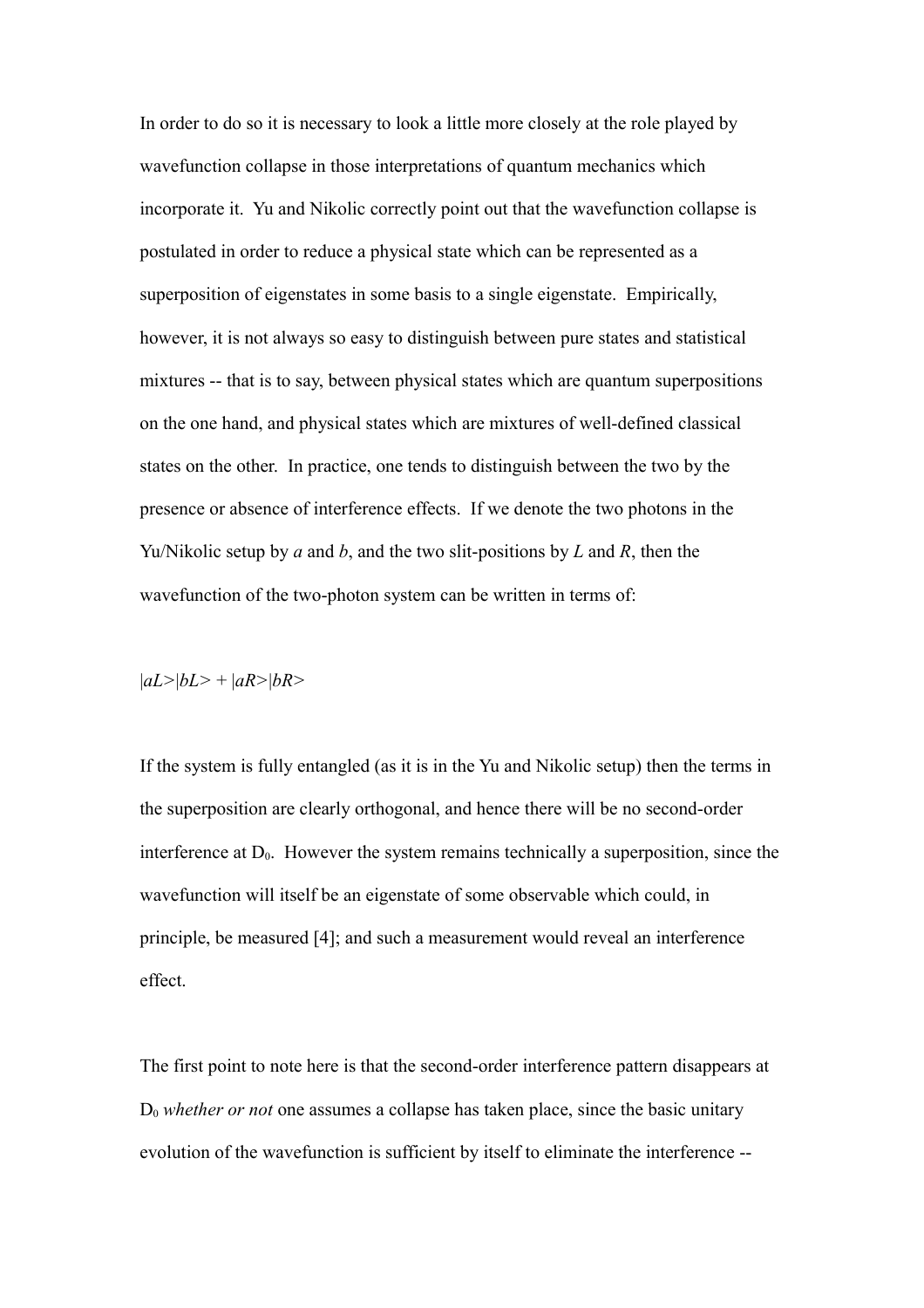In order to do so it is necessary to look a little more closely at the role played by wavefunction collapse in those interpretations of quantum mechanics which incorporate it. Yu and Nikolic correctly point out that the wavefunction collapse is postulated in order to reduce a physical state which can be represented as a superposition of eigenstates in some basis to a single eigenstate. Empirically, however, it is not always so easy to distinguish between pure states and statistical mixtures -- that is to say, between physical states which are quantum superpositions on the one hand, and physical states which are mixtures of well-defined classical states on the other. In practice, one tends to distinguish between the two by the presence or absence of interference effects. If we denote the two photons in the Yu/Nikolic setup by *a* and *b*, and the two slit-positions by *L* and *R*, then the wavefunction of the two-photon system can be written in terms of:

$$|aL\rangle|bL\rangle + |aR\rangle|bR\rangle$$

If the system is fully entangled (as it is in the Yu and Nikolic setup) then the terms in the superposition are clearly orthogonal, and hence there will be no second-order interference at $D_0$. However the system remains technically a superposition, since the wavefunction will itself be an eigenstate of some observable which could, in principle, be measured [4]; and such a measurement would reveal an interference effect.

The first point to note here is that the second-order interference pattern disappears at $D_0$ *whether or not* one assumes a collapse has taken place, since the basic unitary evolution of the wavefunction is sufficient by itself to eliminate the interference --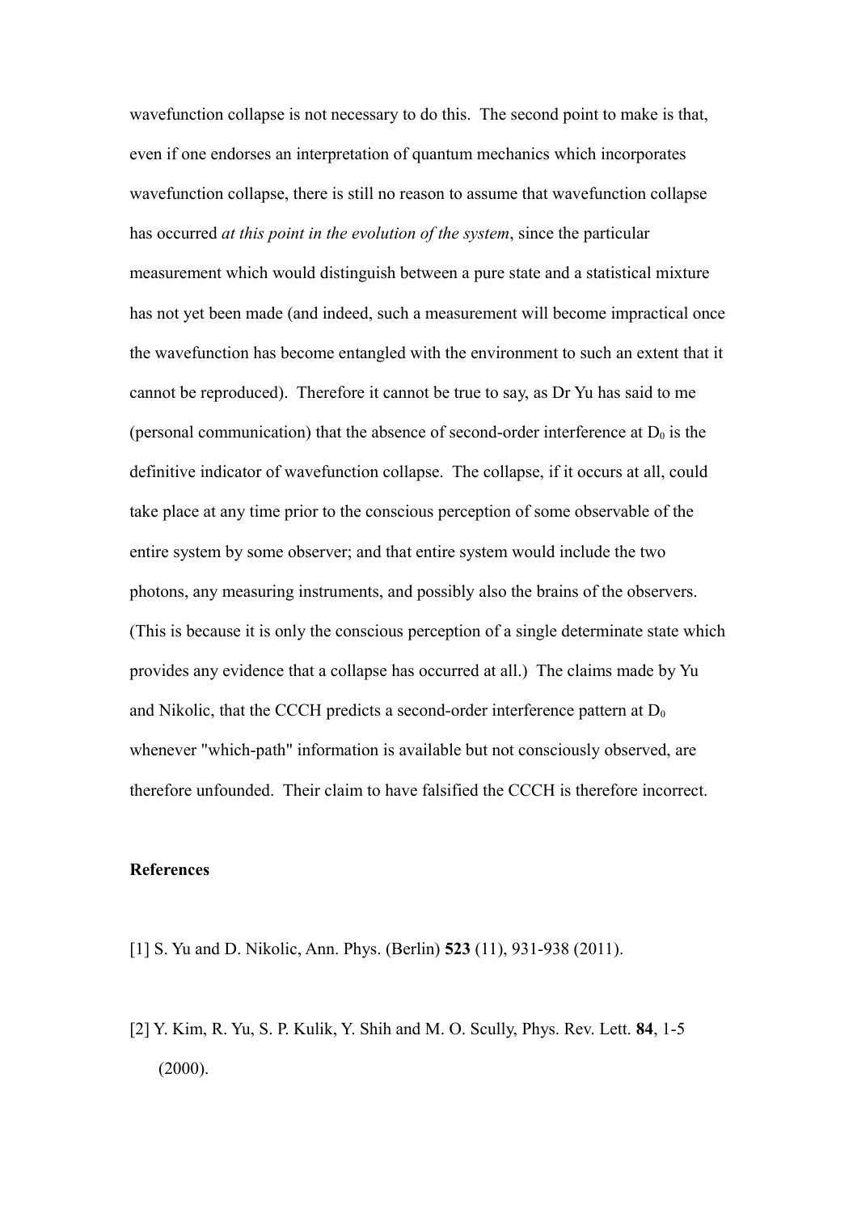wavefunction collapse is not necessary to do this. The second point to make is that, even if one endorses an interpretation of quantum mechanics which incorporates wavefunction collapse, there is still no reason to assume that wavefunction collapse has occurred *at this point in the evolution of the system*, since the particular measurement which would distinguish between a pure state and a statistical mixture has not yet been made (and indeed, such a measurement will become impractical once the wavefunction has become entangled with the environment to such an extent that it cannot be reproduced). Therefore it cannot be true to say, as Dr Yu has said to me (personal communication) that the absence of second-order interference at $D_0$ is the definitive indicator of wavefunction collapse. The collapse, if it occurs at all, could take place at any time prior to the conscious perception of some observable of the entire system by some observer; and that entire system would include the two photons, any measuring instruments, and possibly also the brains of the observers. (This is because it is only the conscious perception of a single determinate state which provides any evidence that a collapse has occurred at all.) The claims made by Yu and Nikolic, that the CCCH predicts a second-order interference pattern at $D_0$ whenever "which-path" information is available but not consciously observed, are therefore unfounded. Their claim to have falsified the CCCH is therefore incorrect.

**References**

[1] S. Yu and D. Nikolic, Ann. Phys. (Berlin) **523** (11), 931-938 (2011).

[2] Y. Kim, R. Yu, S. P. Kulik, Y. Shih and M. O. Scully, Phys. Rev. Lett. **84**, 1-5 (2000).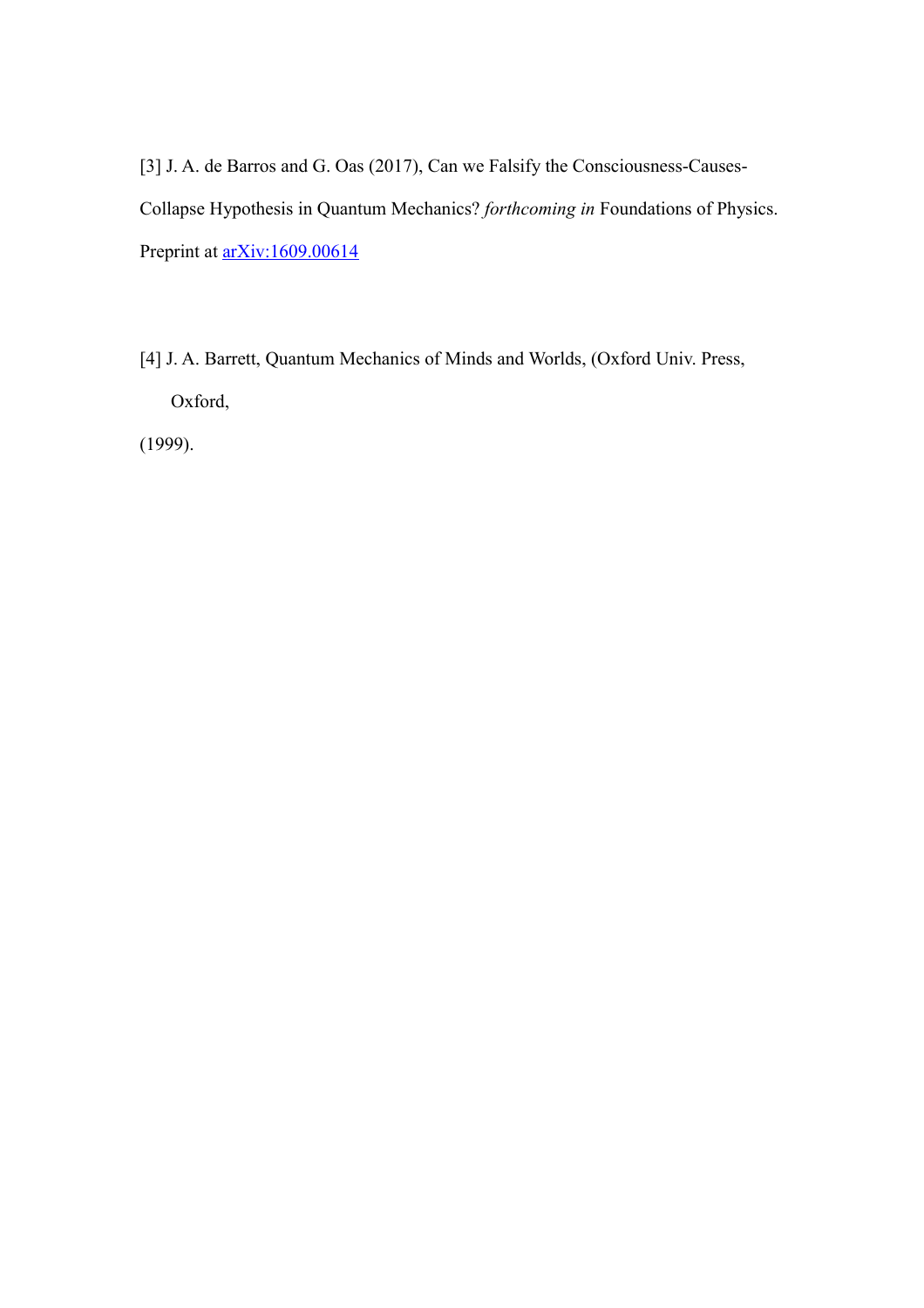[3] J. A. de Barros and G. Oas (2017), Can we Falsify the Consciousness-Causes-Collapse Hypothesis in Quantum Mechanics? *forthcoming in* Foundations of Physics. Preprint at [arXiv:1609.00614](https://arxiv.org/abs/1609.00614)

[4] J. A. Barrett, Quantum Mechanics of Minds and Worlds, (Oxford Univ. Press, Oxford, (1999).